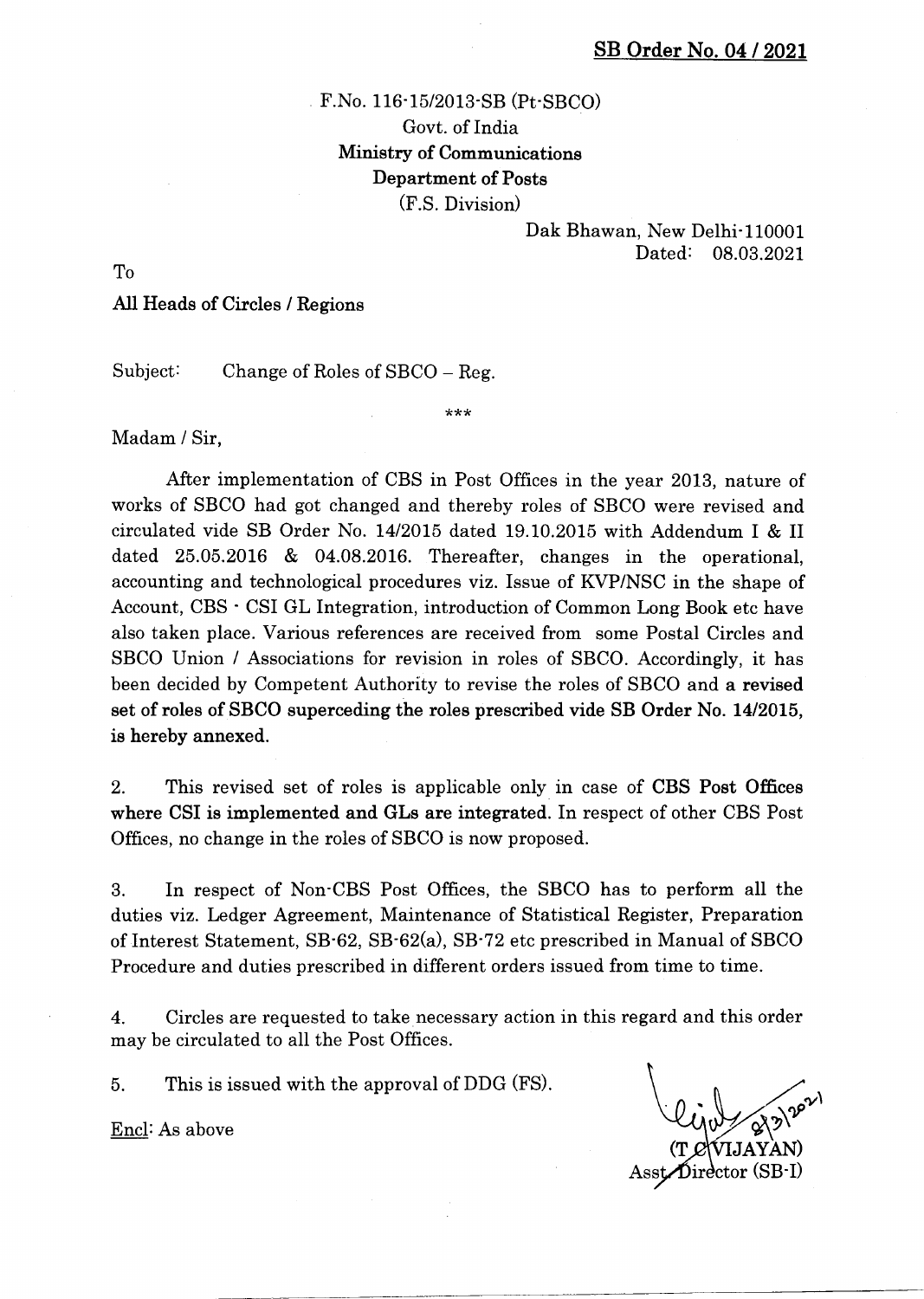**SB Order No. 04 / 2021**

F.No. 116-15/2013-SB (Pt-SBCO)
Govt. of India
**Ministry of Communications**
**Department of Posts**
(F.S. Division)

Dak Bhawan, New Delhi-110001
Dated: 08.03.2021

To

**All Heads of Circles / Regions**

Subject: Change of Roles of SBCO – Reg.

\*\*\*

Madam / Sir,

After implementation of CBS in Post Offices in the year 2013, nature of works of SBCO had got changed and thereby roles of SBCO were revised and circulated vide SB Order No. 14/2015 dated 19.10.2015 with Addendum I & II dated 25.05.2016 & 04.08.2016. Thereafter, changes in the operational, accounting and technological procedures viz. Issue of KVP/NSC in the shape of Account, CBS - CSI GL Integration, introduction of Common Long Book etc have also taken place. Various references are received from some Postal Circles and SBCO Union / Associations for revision in roles of SBCO. Accordingly, it has been decided by Competent Authority to revise the roles of SBCO and **a revised set of roles of SBCO superceding the roles prescribed vide SB Order No. 14/2015, is hereby annexed.**

2. This revised set of roles is applicable only in case of **CBS Post Offices where CSI is implemented and GLs are integrated.** In respect of other CBS Post Offices, no change in the roles of SBCO is now proposed.

3. In respect of Non-CBS Post Offices, the SBCO has to perform all the duties viz. Ledger Agreement, Maintenance of Statistical Register, Preparation of Interest Statement, SB-62, SB-62(a), SB-72 etc prescribed in Manual of SBCO Procedure and duties prescribed in different orders issued from time to time.

4. Circles are requested to take necessary action in this regard and this order may be circulated to all the Post Offices.

5. This is issued with the approval of DDG (FS).

Encl: As above

(T C VIJAYAN)
Asst. Director (SB-I)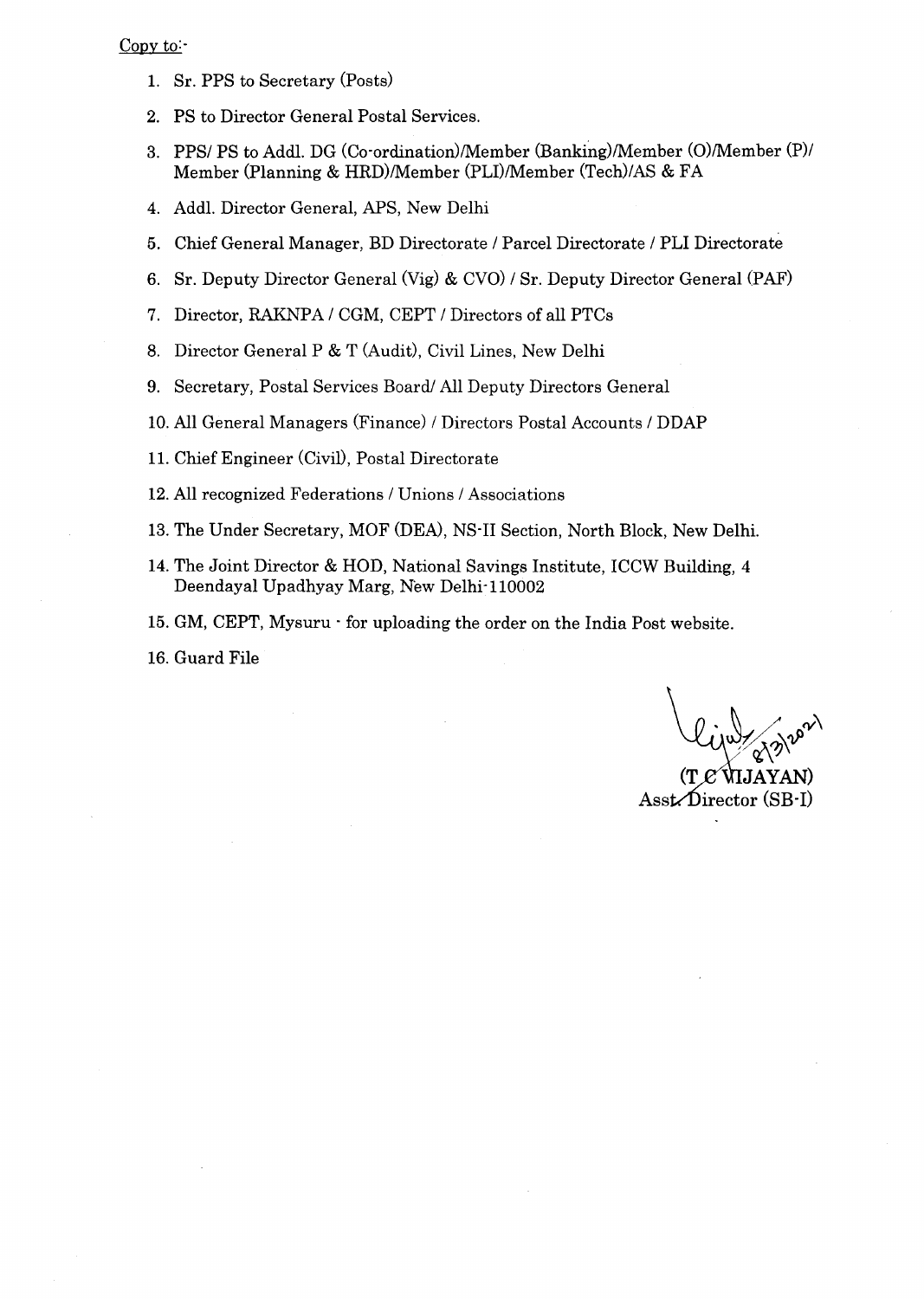Copy to:-

1. Sr. PPS to Secretary (Posts)
2. PS to Director General Postal Services.
3. PPS/ PS to Addl. DG (Co-ordination)/Member (Banking)/Member (O)/Member (P)/ Member (Planning & HRD)/Member (PLI)/Member (Tech)/AS & FA
4. Addl. Director General, APS, New Delhi
5. Chief General Manager, BD Directorate / Parcel Directorate / PLI Directorate
6. Sr. Deputy Director General (Vig) & CVO) / Sr. Deputy Director General (PAF)
7. Director, RAKNPA / CGM, CEPT / Directors of all PTCs
8. Director General P & T (Audit), Civil Lines, New Delhi
9. Secretary, Postal Services Board/ All Deputy Directors General
10. All General Managers (Finance) / Directors Postal Accounts / DDAP
11. Chief Engineer (Civil), Postal Directorate
12. All recognized Federations / Unions / Associations
13. The Under Secretary, MOF (DEA), NS-II Section, North Block, New Delhi.
14. The Joint Director & HOD, National Savings Institute, ICCW Building, 4 Deendayal Upadhyay Marg, New Delhi-110002
15. GM, CEPT, Mysuru - for uploading the order on the India Post website.
16. Guard File

8/3/2021

(T C VIJAYAN)
Asst. Director (SB-I)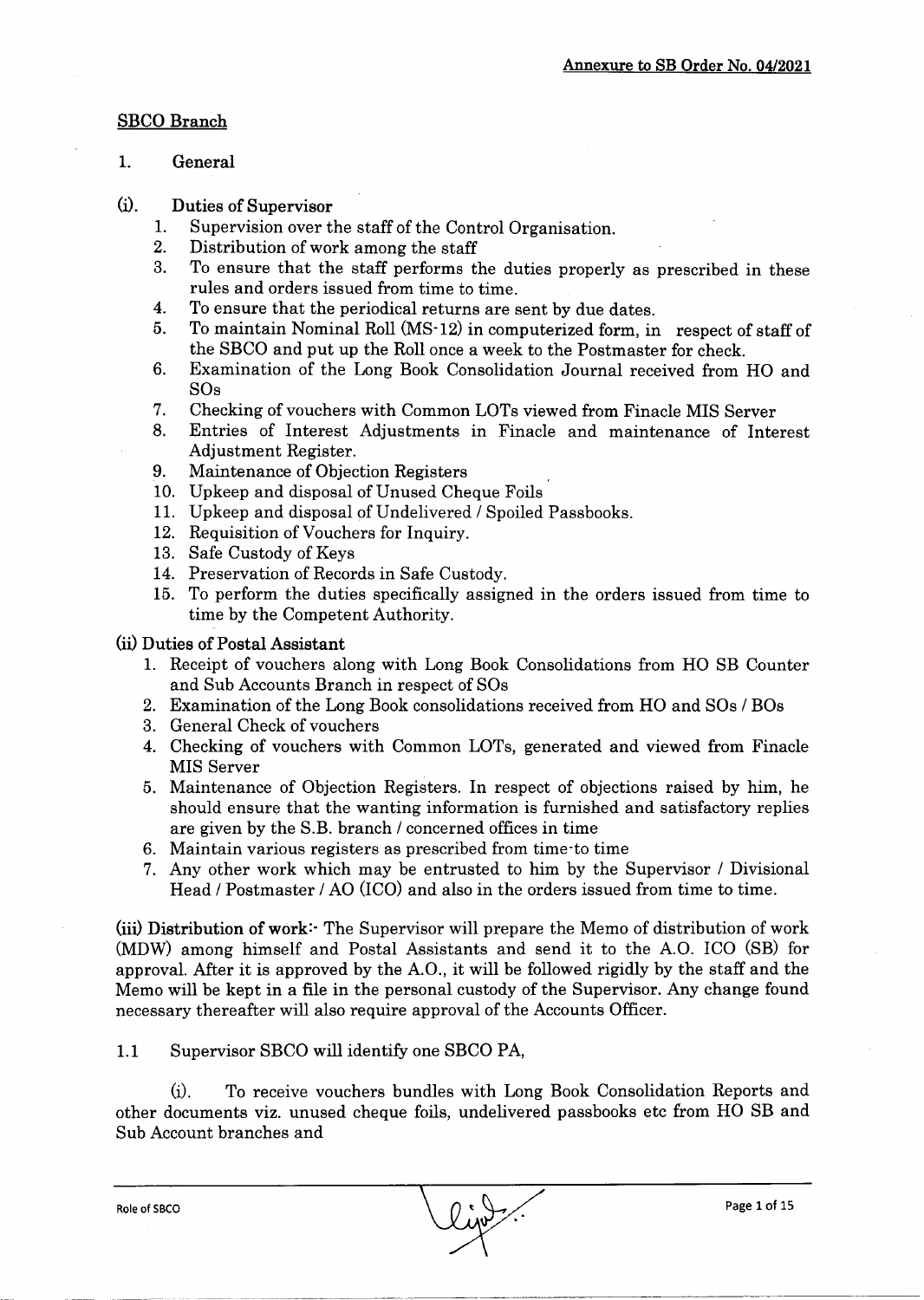**Annexure to SB Order No. 04/2021**

## SBCO Branch

### 1. General

#### (i). Duties of Supervisor

1. Supervision over the staff of the Control Organisation.
2. Distribution of work among the staff
3. To ensure that the staff performs the duties properly as prescribed in these rules and orders issued from time to time.
4. To ensure that the periodical returns are sent by due dates.
5. To maintain Nominal Roll (MS-12) in computerized form, in respect of staff of the SBCO and put up the Roll once a week to the Postmaster for check.
6. Examination of the Long Book Consolidation Journal received from HO and SOs
7. Checking of vouchers with Common LOTs viewed from Finacle MIS Server
8. Entries of Interest Adjustments in Finacle and maintenance of Interest Adjustment Register.
9. Maintenance of Objection Registers
10. Upkeep and disposal of Unused Cheque Foils
11. Upkeep and disposal of Undelivered / Spoiled Passbooks.
12. Requisition of Vouchers for Inquiry.
13. Safe Custody of Keys
14. Preservation of Records in Safe Custody.
15. To perform the duties specifically assigned in the orders issued from time to time by the Competent Authority.

#### (ii) Duties of Postal Assistant

1. Receipt of vouchers along with Long Book Consolidations from HO SB Counter and Sub Accounts Branch in respect of SOs
2. Examination of the Long Book consolidations received from HO and SOs / BOs
3. General Check of vouchers
4. Checking of vouchers with Common LOTs, generated and viewed from Finacle MIS Server
5. Maintenance of Objection Registers. In respect of objections raised by him, he should ensure that the wanting information is furnished and satisfactory replies are given by the S.B. branch / concerned offices in time
6. Maintain various registers as prescribed from time-to time
7. Any other work which may be entrusted to him by the Supervisor / Divisional Head / Postmaster / AO (ICO) and also in the orders issued from time to time.

**(iii) Distribution of work:-** The Supervisor will prepare the Memo of distribution of work (MDW) among himself and Postal Assistants and send it to the A.O. ICO (SB) for approval. After it is approved by the A.O., it will be followed rigidly by the staff and the Memo will be kept in a file in the personal custody of the Supervisor. Any change found necessary thereafter will also require approval of the Accounts Officer.

1.1 Supervisor SBCO will identify one SBCO PA,

(i). To receive vouchers bundles with Long Book Consolidation Reports and other documents viz. unused cheque foils, undelivered passbooks etc from HO SB and Sub Account branches and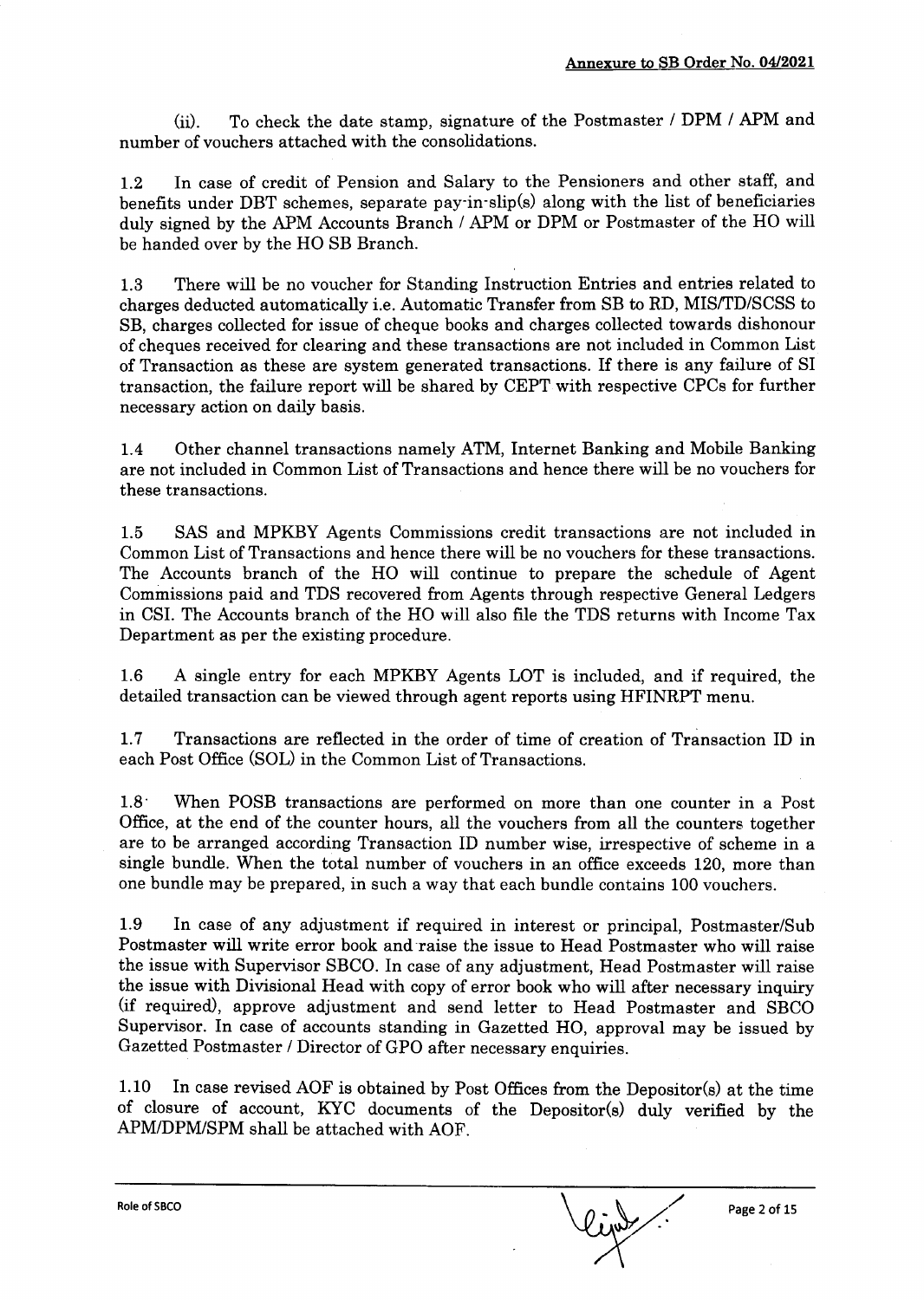**Annexure to SB Order No. 04/2021**

(ii). To check the date stamp, signature of the Postmaster / DPM / APM and number of vouchers attached with the consolidations.

1.2 In case of credit of Pension and Salary to the Pensioners and other staff, and benefits under DBT schemes, separate pay-in-slip(s) along with the list of beneficiaries duly signed by the APM Accounts Branch / APM or DPM or Postmaster of the HO will be handed over by the HO SB Branch.

1.3 There will be no voucher for Standing Instruction Entries and entries related to charges deducted automatically i.e. Automatic Transfer from SB to RD, MIS/TD/SCSS to SB, charges collected for issue of cheque books and charges collected towards dishonour of cheques received for clearing and these transactions are not included in Common List of Transaction as these are system generated transactions. If there is any failure of SI transaction, the failure report will be shared by CEPT with respective CPCs for further necessary action on daily basis.

1.4 Other channel transactions namely ATM, Internet Banking and Mobile Banking are not included in Common List of Transactions and hence there will be no vouchers for these transactions.

1.5 SAS and MPKBY Agents Commissions credit transactions are not included in Common List of Transactions and hence there will be no vouchers for these transactions. The Accounts branch of the HO will continue to prepare the schedule of Agent Commissions paid and TDS recovered from Agents through respective General Ledgers in CSI. The Accounts branch of the HO will also file the TDS returns with Income Tax Department as per the existing procedure.

1.6 A single entry for each MPKBY Agents LOT is included, and if required, the detailed transaction can be viewed through agent reports using HFINRPT menu.

1.7 Transactions are reflected in the order of time of creation of Transaction ID in each Post Office (SOL) in the Common List of Transactions.

1.8 When POSB transactions are performed on more than one counter in a Post Office, at the end of the counter hours, all the vouchers from all the counters together are to be arranged according Transaction ID number wise, irrespective of scheme in a single bundle. When the total number of vouchers in an office exceeds 120, more than one bundle may be prepared, in such a way that each bundle contains 100 vouchers.

1.9 In case of any adjustment if required in interest or principal, Postmaster/Sub Postmaster will write error book and raise the issue to Head Postmaster who will raise the issue with Supervisor SBCO. In case of any adjustment, Head Postmaster will raise the issue with Divisional Head with copy of error book who will after necessary inquiry (if required), approve adjustment and send letter to Head Postmaster and SBCO Supervisor. In case of accounts standing in Gazetted HO, approval may be issued by Gazetted Postmaster / Director of GPO after necessary enquiries.

1.10 In case revised AOF is obtained by Post Offices from the Depositor(s) at the time of closure of account, KYC documents of the Depositor(s) duly verified by the APM/DPM/SPM shall be attached with AOF.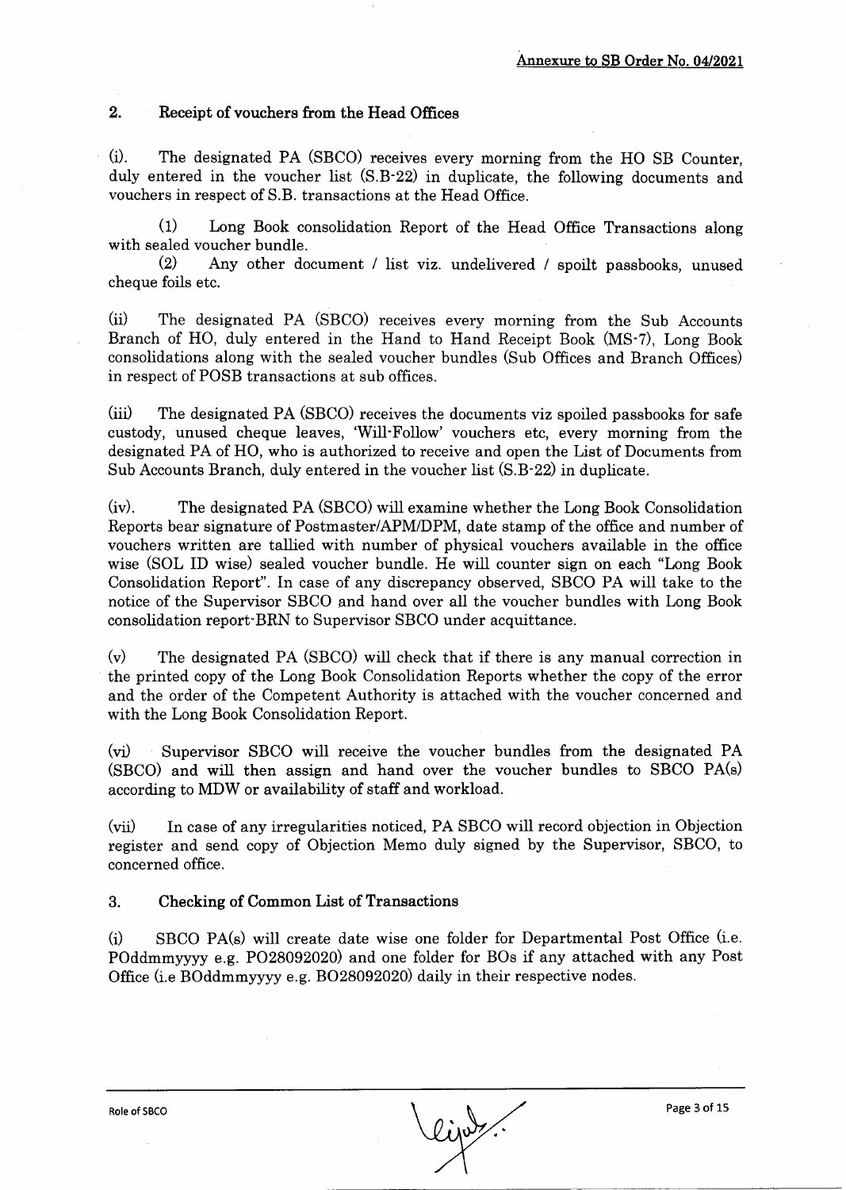Annexure to SB Order No. 04/2021

## 2. Receipt of vouchers from the Head Offices

(i). The designated PA (SBCO) receives every morning from the HO SB Counter, duly entered in the voucher list (S.B-22) in duplicate, the following documents and vouchers in respect of S.B. transactions at the Head Office.

(1) Long Book consolidation Report of the Head Office Transactions along with sealed voucher bundle.

(2) Any other document / list viz. undelivered / spoilt passbooks, unused cheque foils etc.

(ii) The designated PA (SBCO) receives every morning from the Sub Accounts Branch of HO, duly entered in the Hand to Hand Receipt Book (MS-7), Long Book consolidations along with the sealed voucher bundles (Sub Offices and Branch Offices) in respect of POSB transactions at sub offices.

(iii) The designated PA (SBCO) receives the documents viz spoiled passbooks for safe custody, unused cheque leaves, 'Will-Follow' vouchers etc, every morning from the designated PA of HO, who is authorized to receive and open the List of Documents from Sub Accounts Branch, duly entered in the voucher list (S.B-22) in duplicate.

(iv). The designated PA (SBCO) will examine whether the Long Book Consolidation Reports bear signature of Postmaster/APM/DPM, date stamp of the office and number of vouchers written are tallied with number of physical vouchers available in the office wise (SOL ID wise) sealed voucher bundle. He will counter sign on each "Long Book Consolidation Report". In case of any discrepancy observed, SBCO PA will take to the notice of the Supervisor SBCO and hand over all the voucher bundles with Long Book consolidation report-BRN to Supervisor SBCO under acquittance.

(v) The designated PA (SBCO) will check that if there is any manual correction in the printed copy of the Long Book Consolidation Reports whether the copy of the error and the order of the Competent Authority is attached with the voucher concerned and with the Long Book Consolidation Report.

(vi) Supervisor SBCO will receive the voucher bundles from the designated PA (SBCO) and will then assign and hand over the voucher bundles to SBCO PA(s) according to MDW or availability of staff and workload.

(vii) In case of any irregularities noticed, PA SBCO will record objection in Objection register and send copy of Objection Memo duly signed by the Supervisor, SBCO, to concerned office.

## 3. Checking of Common List of Transactions

(i) SBCO PA(s) will create date wise one folder for Departmental Post Office (i.e. POddmmyyyy e.g. PO28092020) and one folder for BOs if any attached with any Post Office (i.e BOddmmyyyy e.g. BO28092020) daily in their respective nodes.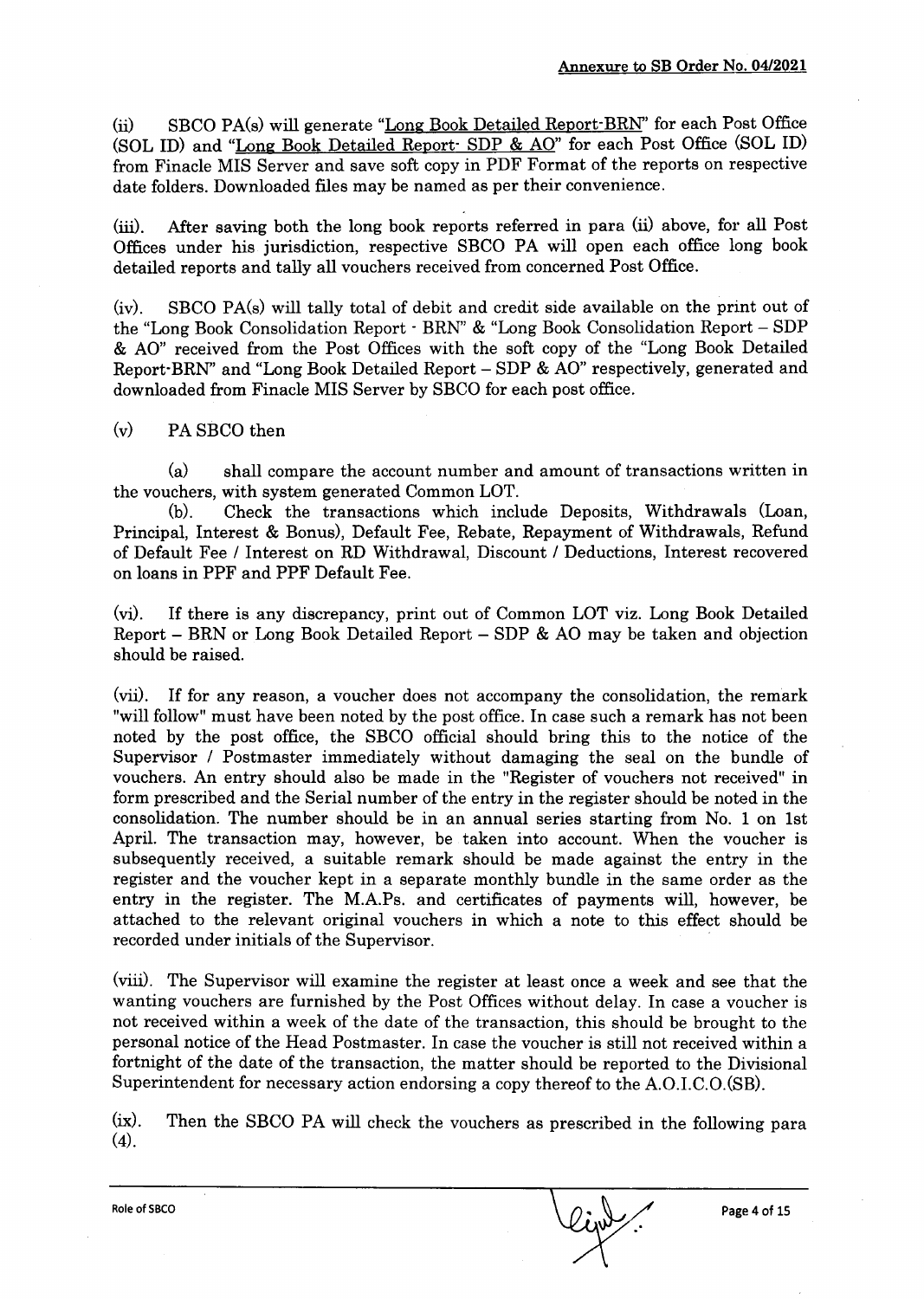(ii) SBCO PA(s) will generate "Long Book Detailed Report-BRN" for each Post Office (SOL ID) and "Long Book Detailed Report- SDP & AO" for each Post Office (SOL ID) from Finacle MIS Server and save soft copy in PDF Format of the reports on respective date folders. Downloaded files may be named as per their convenience.

(iii). After saving both the long book reports referred in para (ii) above, for all Post Offices under his jurisdiction, respective SBCO PA will open each office long book detailed reports and tally all vouchers received from concerned Post Office.

(iv). SBCO PA(s) will tally total of debit and credit side available on the print out of the "Long Book Consolidation Report - BRN" & "Long Book Consolidation Report – SDP & AO" received from the Post Offices with the soft copy of the "Long Book Detailed Report-BRN" and "Long Book Detailed Report – SDP & AO" respectively, generated and downloaded from Finacle MIS Server by SBCO for each post office.

(v) PA SBCO then

(a) shall compare the account number and amount of transactions written in the vouchers, with system generated Common LOT.

(b). Check the transactions which include Deposits, Withdrawals (Loan, Principal, Interest & Bonus), Default Fee, Rebate, Repayment of Withdrawals, Refund of Default Fee / Interest on RD Withdrawal, Discount / Deductions, Interest recovered on loans in PPF and PPF Default Fee.

(vi). If there is any discrepancy, print out of Common LOT viz. Long Book Detailed Report – BRN or Long Book Detailed Report – SDP & AO may be taken and objection should be raised.

(vii). If for any reason, a voucher does not accompany the consolidation, the remark "will follow" must have been noted by the post office. In case such a remark has not been noted by the post office, the SBCO official should bring this to the notice of the Supervisor / Postmaster immediately without damaging the seal on the bundle of vouchers. An entry should also be made in the "Register of vouchers not received" in form prescribed and the Serial number of the entry in the register should be noted in the consolidation. The number should be in an annual series starting from No. 1 on 1st April. The transaction may, however, be taken into account. When the voucher is subsequently received, a suitable remark should be made against the entry in the register and the voucher kept in a separate monthly bundle in the same order as the entry in the register. The M.A.Ps. and certificates of payments will, however, be attached to the relevant original vouchers in which a note to this effect should be recorded under initials of the Supervisor.

(viii). The Supervisor will examine the register at least once a week and see that the wanting vouchers are furnished by the Post Offices without delay. In case a voucher is not received within a week of the date of the transaction, this should be brought to the personal notice of the Head Postmaster. In case the voucher is still not received within a fortnight of the date of the transaction, the matter should be reported to the Divisional Superintendent for necessary action endorsing a copy thereof to the A.O.I.C.O.(SB).

(ix). Then the SBCO PA will check the vouchers as prescribed in the following para (4).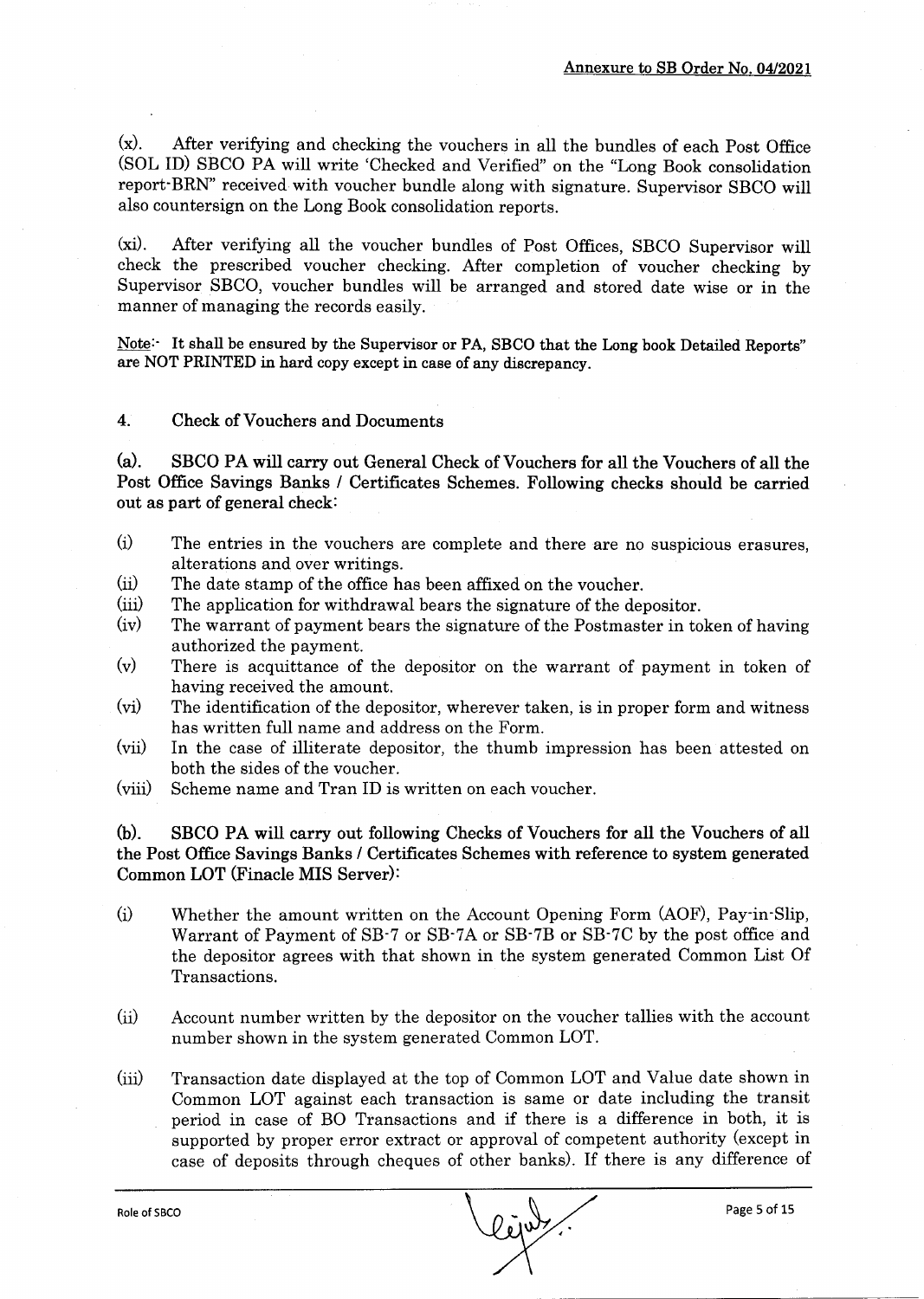(x). After verifying and checking the vouchers in all the bundles of each Post Office (SOL ID) SBCO PA will write 'Checked and Verified" on the "Long Book consolidation report-BRN" received with voucher bundle along with signature. Supervisor SBCO will also countersign on the Long Book consolidation reports.

(xi). After verifying all the voucher bundles of Post Offices, SBCO Supervisor will check the prescribed voucher checking. After completion of voucher checking by Supervisor SBCO, voucher bundles will be arranged and stored date wise or in the manner of managing the records easily.

Note:- It shall be ensured by the Supervisor or PA, SBCO that the Long book Detailed Reports" are NOT PRINTED in hard copy except in case of any discrepancy.

## 4. Check of Vouchers and Documents

**(a). SBCO PA will carry out General Check of Vouchers for all the Vouchers of all the Post Office Savings Banks / Certificates Schemes. Following checks should be carried out as part of general check:**

(i) The entries in the vouchers are complete and there are no suspicious erasures, alterations and over writings.

(ii) The date stamp of the office has been affixed on the voucher.

(iii) The application for withdrawal bears the signature of the depositor.

(iv) The warrant of payment bears the signature of the Postmaster in token of having authorized the payment.

(v) There is acquittance of the depositor on the warrant of payment in token of having received the amount.

(vi) The identification of the depositor, wherever taken, is in proper form and witness has written full name and address on the Form.

(vii) In the case of illiterate depositor, the thumb impression has been attested on both the sides of the voucher.

(viii) Scheme name and Tran ID is written on each voucher.

**(b). SBCO PA will carry out following Checks of Vouchers for all the Vouchers of all the Post Office Savings Banks / Certificates Schemes with reference to system generated Common LOT (Finacle MIS Server):**

(i) Whether the amount written on the Account Opening Form (AOF), Pay-in-Slip, Warrant of Payment of SB-7 or SB-7A or SB-7B or SB-7C by the post office and the depositor agrees with that shown in the system generated Common List Of Transactions.

(ii) Account number written by the depositor on the voucher tallies with the account number shown in the system generated Common LOT.

(iii) Transaction date displayed at the top of Common LOT and Value date shown in Common LOT against each transaction is same or date including the transit period in case of BO Transactions and if there is a difference in both, it is supported by proper error extract or approval of competent authority (except in case of deposits through cheques of other banks). If there is any difference of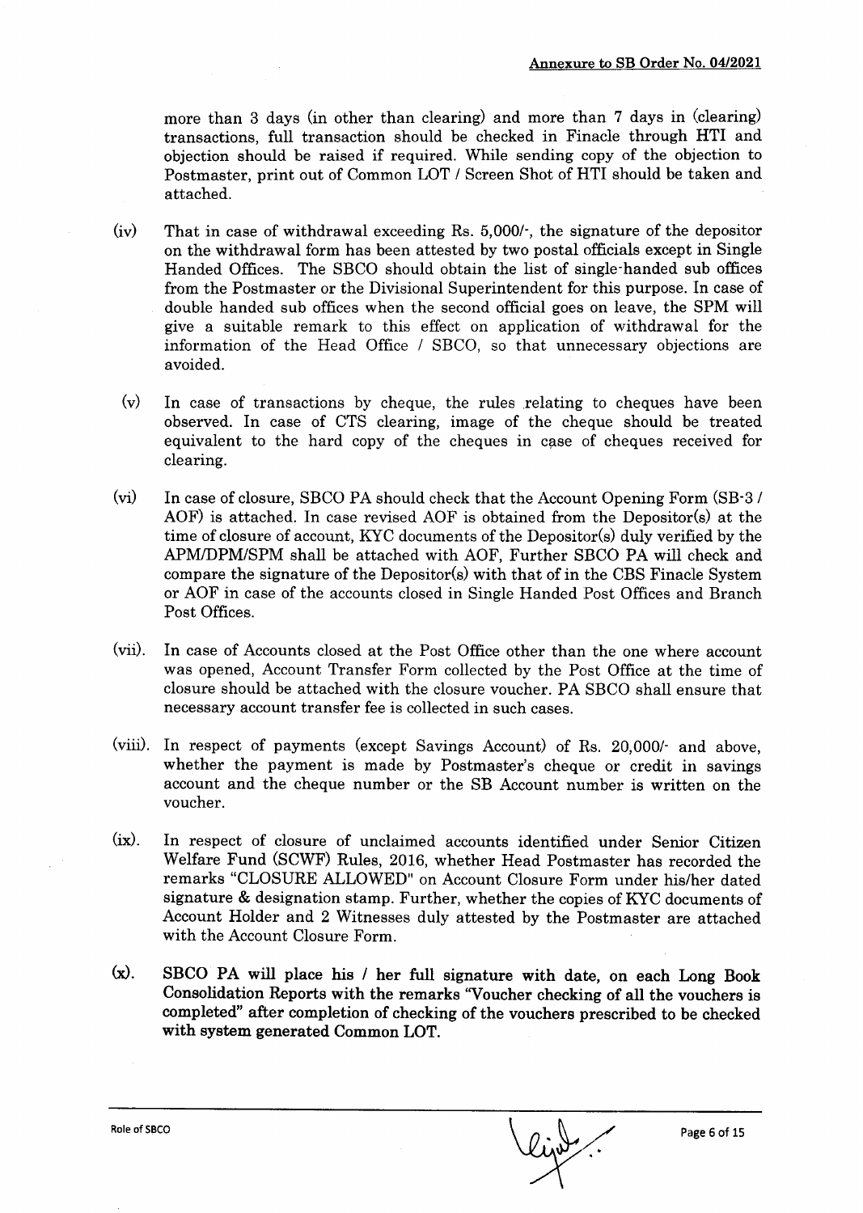more than 3 days (in other than clearing) and more than 7 days in (clearing) transactions, full transaction should be checked in Finacle through HTI and objection should be raised if required. While sending copy of the objection to Postmaster, print out of Common LOT / Screen Shot of HTI should be taken and attached.

(iv) That in case of withdrawal exceeding Rs. 5,000/-, the signature of the depositor on the withdrawal form has been attested by two postal officials except in Single Handed Offices. The SBCO should obtain the list of single-handed sub offices from the Postmaster or the Divisional Superintendent for this purpose. In case of double handed sub offices when the second official goes on leave, the SPM will give a suitable remark to this effect on application of withdrawal for the information of the Head Office / SBCO, so that unnecessary objections are avoided.

(v) In case of transactions by cheque, the rules relating to cheques have been observed. In case of CTS clearing, image of the cheque should be treated equivalent to the hard copy of the cheques in case of cheques received for clearing.

(vi) In case of closure, SBCO PA should check that the Account Opening Form (SB-3 / AOF) is attached. In case revised AOF is obtained from the Depositor(s) at the time of closure of account, KYC documents of the Depositor(s) duly verified by the APM/DPM/SPM shall be attached with AOF, Further SBCO PA will check and compare the signature of the Depositor(s) with that of in the CBS Finacle System or AOF in case of the accounts closed in Single Handed Post Offices and Branch Post Offices.

(vii). In case of Accounts closed at the Post Office other than the one where account was opened, Account Transfer Form collected by the Post Office at the time of closure should be attached with the closure voucher. PA SBCO shall ensure that necessary account transfer fee is collected in such cases.

(viii). In respect of payments (except Savings Account) of Rs. 20,000/- and above, whether the payment is made by Postmaster's cheque or credit in savings account and the cheque number or the SB Account number is written on the voucher.

(ix). In respect of closure of unclaimed accounts identified under Senior Citizen Welfare Fund (SCWF) Rules, 2016, whether Head Postmaster has recorded the remarks "CLOSURE ALLOWED" on Account Closure Form under his/her dated signature & designation stamp. Further, whether the copies of KYC documents of Account Holder and 2 Witnesses duly attested by the Postmaster are attached with the Account Closure Form.

(x). **SBCO PA will place his / her full signature with date, on each Long Book Consolidation Reports with the remarks "Voucher checking of all the vouchers is completed" after completion of checking of the vouchers prescribed to be checked with system generated Common LOT.**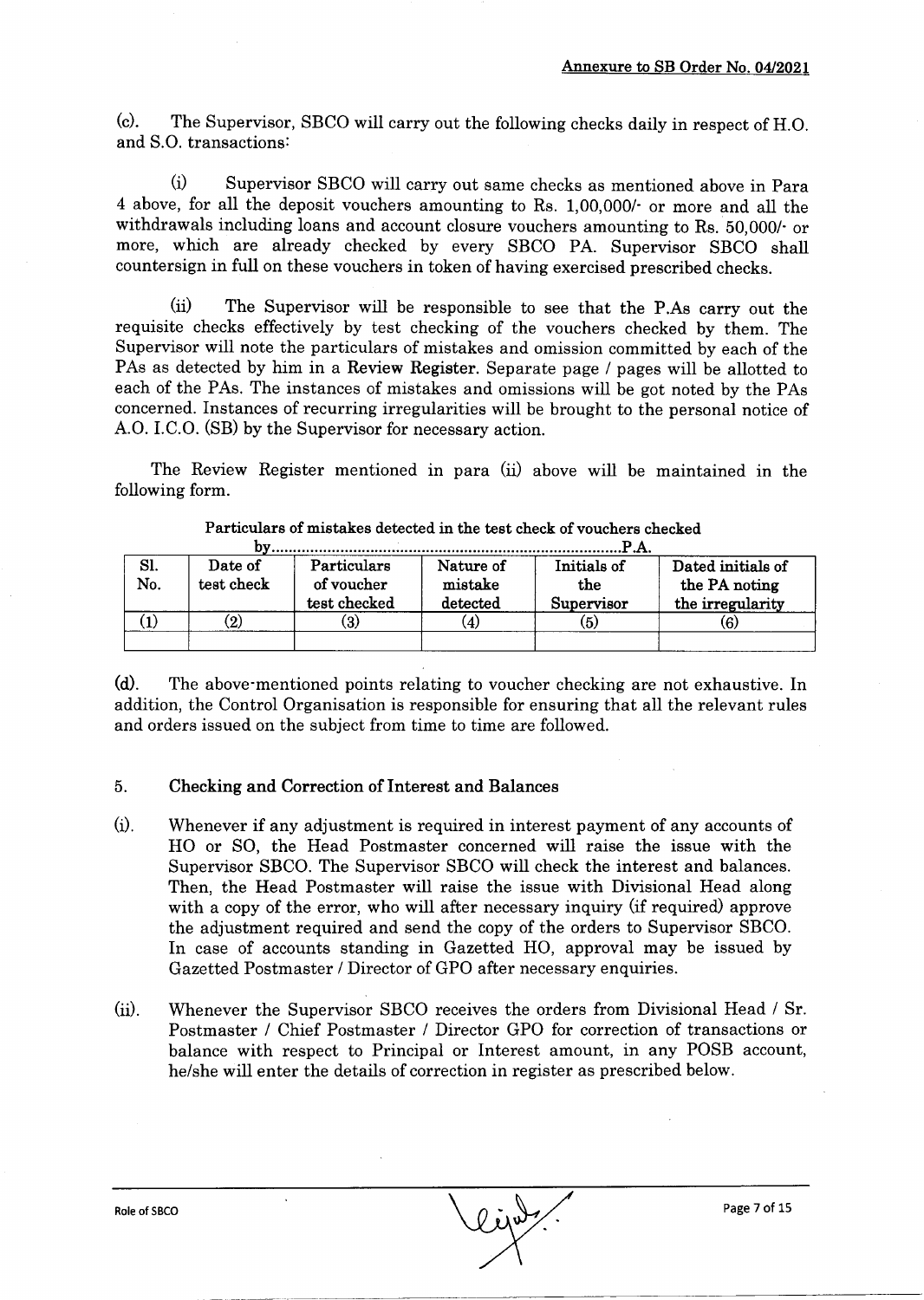Annexure to SB Order No. 04/2021

(c). The Supervisor, SBCO will carry out the following checks daily in respect of H.O. and S.O. transactions:

(i) Supervisor SBCO will carry out same checks as mentioned above in Para 4 above, for all the deposit vouchers amounting to Rs. 1,00,000/- or more and all the withdrawals including loans and account closure vouchers amounting to Rs. 50,000/- or more, which are already checked by every SBCO PA. Supervisor SBCO shall countersign in full on these vouchers in token of having exercised prescribed checks.

(ii) The Supervisor will be responsible to see that the P.As carry out the requisite checks effectively by test checking of the vouchers checked by them. The Supervisor will note the particulars of mistakes and omission committed by each of the PAs as detected by him in a **Review Register**. Separate page / pages will be allotted to each of the PAs. The instances of mistakes and omissions will be got noted by the PAs concerned. Instances of recurring irregularities will be brought to the personal notice of A.O. I.C.O. (SB) by the Supervisor for necessary action.

The Review Register mentioned in para (ii) above will be maintained in the following form.

**Particulars of mistakes detected in the test check of vouchers checked by.................................................................................P.A.**

| Sl. No. | Date of test check | Particulars of voucher test checked | Nature of mistake detected | Initials of the Supervisor | Dated initials of the PA noting the irregularity |
|---|---|---|---|---|---|
| (1) | (2) | (3) | (4) | (5) | (6) |
| | | | | | |

(d). The above-mentioned points relating to voucher checking are not exhaustive. In addition, the Control Organisation is responsible for ensuring that all the relevant rules and orders issued on the subject from time to time are followed.

## 5. Checking and Correction of Interest and Balances

(i). Whenever if any adjustment is required in interest payment of any accounts of HO or SO, the Head Postmaster concerned will raise the issue with the Supervisor SBCO. The Supervisor SBCO will check the interest and balances. Then, the Head Postmaster will raise the issue with Divisional Head along with a copy of the error, who will after necessary inquiry (if required) approve the adjustment required and send the copy of the orders to Supervisor SBCO. In case of accounts standing in Gazetted HO, approval may be issued by Gazetted Postmaster / Director of GPO after necessary enquiries.

(ii). Whenever the Supervisor SBCO receives the orders from Divisional Head / Sr. Postmaster / Chief Postmaster / Director GPO for correction of transactions or balance with respect to Principal or Interest amount, in any POSB account, he/she will enter the details of correction in register as prescribed below.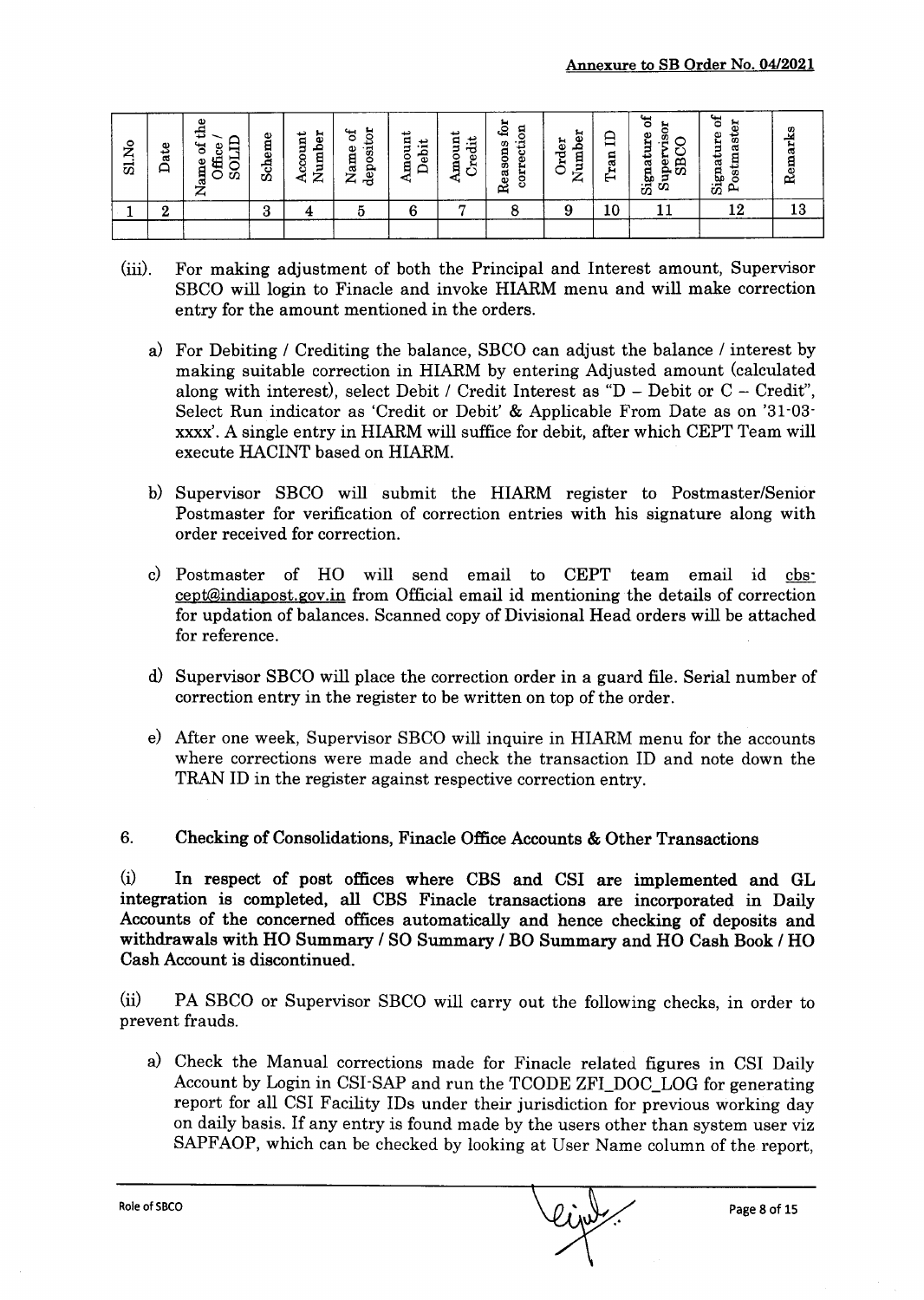| Sl.No | Date | Name of the Office / SOLID | Scheme | Account Number | Name of depositor | Amount Debit | Amount Credit | Reasons for correction | Order Number | Tran ID | Signature of Supervisor SBCO | Signature of Postmaster | Remarks |
|---|---|---|---|---|---|---|---|---|---|---|---|---|---|
| 1 | 2 | | 3 | 4 | 5 | 6 | 7 | 8 | 9 | 10 | 11 | 12 | 13 |
| | | | | | | | | | | | | | |

(iii). For making adjustment of both the Principal and Interest amount, Supervisor SBCO will login to Finacle and invoke HIARM menu and will make correction entry for the amount mentioned in the orders.

a) For Debiting / Crediting the balance, SBCO can adjust the balance / interest by making suitable correction in HIARM by entering Adjusted amount (calculated along with interest), select Debit / Credit Interest as "D – Debit or C – Credit", Select Run indicator as 'Credit or Debit' & Applicable From Date as on '31-03-xxxx'. A single entry in HIARM will suffice for debit, after which CEPT Team will execute HACINT based on HIARM.

b) Supervisor SBCO will submit the HIARM register to Postmaster/Senior Postmaster for verification of correction entries with his signature along with order received for correction.

c) Postmaster of HO will send email to CEPT team email id cbs-cept@indiapost.gov.in from Official email id mentioning the details of correction for updation of balances. Scanned copy of Divisional Head orders will be attached for reference.

d) Supervisor SBCO will place the correction order in a guard file. Serial number of correction entry in the register to be written on top of the order.

e) After one week, Supervisor SBCO will inquire in HIARM menu for the accounts where corrections were made and check the transaction ID and note down the TRAN ID in the register against respective correction entry.

## 6. Checking of Consolidations, Finacle Office Accounts & Other Transactions

(i) **In respect of post offices where CBS and CSI are implemented and GL integration is completed, all CBS Finacle transactions are incorporated in Daily Accounts of the concerned offices automatically and hence checking of deposits and withdrawals with HO Summary / SO Summary / BO Summary and HO Cash Book / HO Cash Account is discontinued.**

(ii) PA SBCO or Supervisor SBCO will carry out the following checks, in order to prevent frauds.

a) Check the Manual corrections made for Finacle related figures in CSI Daily Account by Login in CSI-SAP and run the TCODE ZFI_DOC_LOG for generating report for all CSI Facility IDs under their jurisdiction for previous working day on daily basis. If any entry is found made by the users other than system user viz SAPFAOP, which can be checked by looking at User Name column of the report,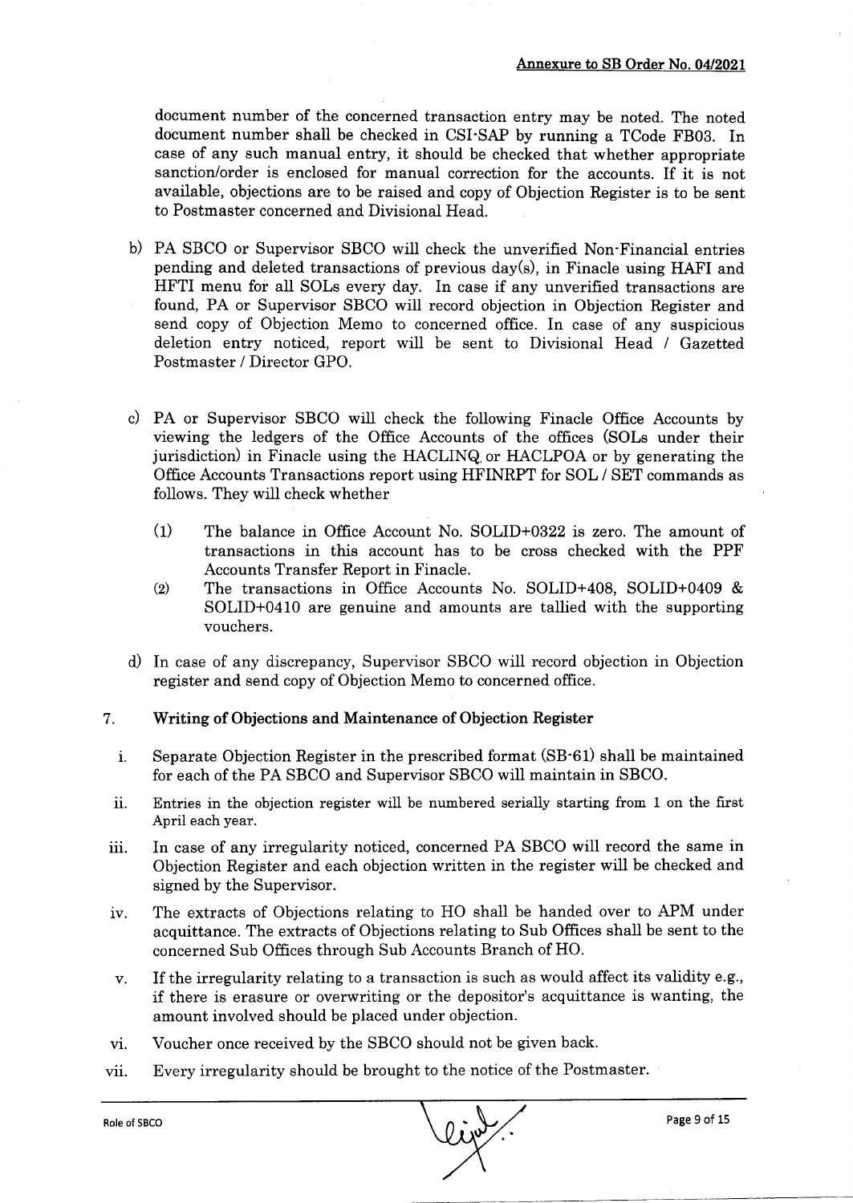document number of the concerned transaction entry may be noted. The noted document number shall be checked in CSI-SAP by running a TCode FB03. In case of any such manual entry, it should be checked that whether appropriate sanction/order is enclosed for manual correction for the accounts. If it is not available, objections are to be raised and copy of Objection Register is to be sent to Postmaster concerned and Divisional Head.

b) PA SBCO or Supervisor SBCO will check the unverified Non-Financial entries pending and deleted transactions of previous day(s), in Finacle using HAFI and HFTI menu for all SOLs every day. In case if any unverified transactions are found, PA or Supervisor SBCO will record objection in Objection Register and send copy of Objection Memo to concerned office. In case of any suspicious deletion entry noticed, report will be sent to Divisional Head / Gazetted Postmaster / Director GPO.

c) PA or Supervisor SBCO will check the following Finacle Office Accounts by viewing the ledgers of the Office Accounts of the offices (SOLs under their jurisdiction) in Finacle using the HACLINQ or HACLPOA or by generating the Office Accounts Transactions report using HFINRPT for SOL / SET commands as follows. They will check whether

   (1) The balance in Office Account No. SOLID+0322 is zero. The amount of transactions in this account has to be cross checked with the PPF Accounts Transfer Report in Finacle.

   (2) The transactions in Office Accounts No. SOLID+408, SOLID+0409 & SOLID+0410 are genuine and amounts are tallied with the supporting vouchers.

d) In case of any discrepancy, Supervisor SBCO will record objection in Objection register and send copy of Objection Memo to concerned office.

## 7. Writing of Objections and Maintenance of Objection Register

i. Separate Objection Register in the prescribed format (SB-61) shall be maintained for each of the PA SBCO and Supervisor SBCO will maintain in SBCO.

ii. Entries in the objection register will be numbered serially starting from 1 on the first April each year.

iii. In case of any irregularity noticed, concerned PA SBCO will record the same in Objection Register and each objection written in the register will be checked and signed by the Supervisor.

iv. The extracts of Objections relating to HO shall be handed over to APM under acquittance. The extracts of Objections relating to Sub Offices shall be sent to the concerned Sub Offices through Sub Accounts Branch of HO.

v. If the irregularity relating to a transaction is such as would affect its validity e.g., if there is erasure or overwriting or the depositor's acquittance is wanting, the amount involved should be placed under objection.

vi. Voucher once received by the SBCO should not be given back.

vii. Every irregularity should be brought to the notice of the Postmaster.